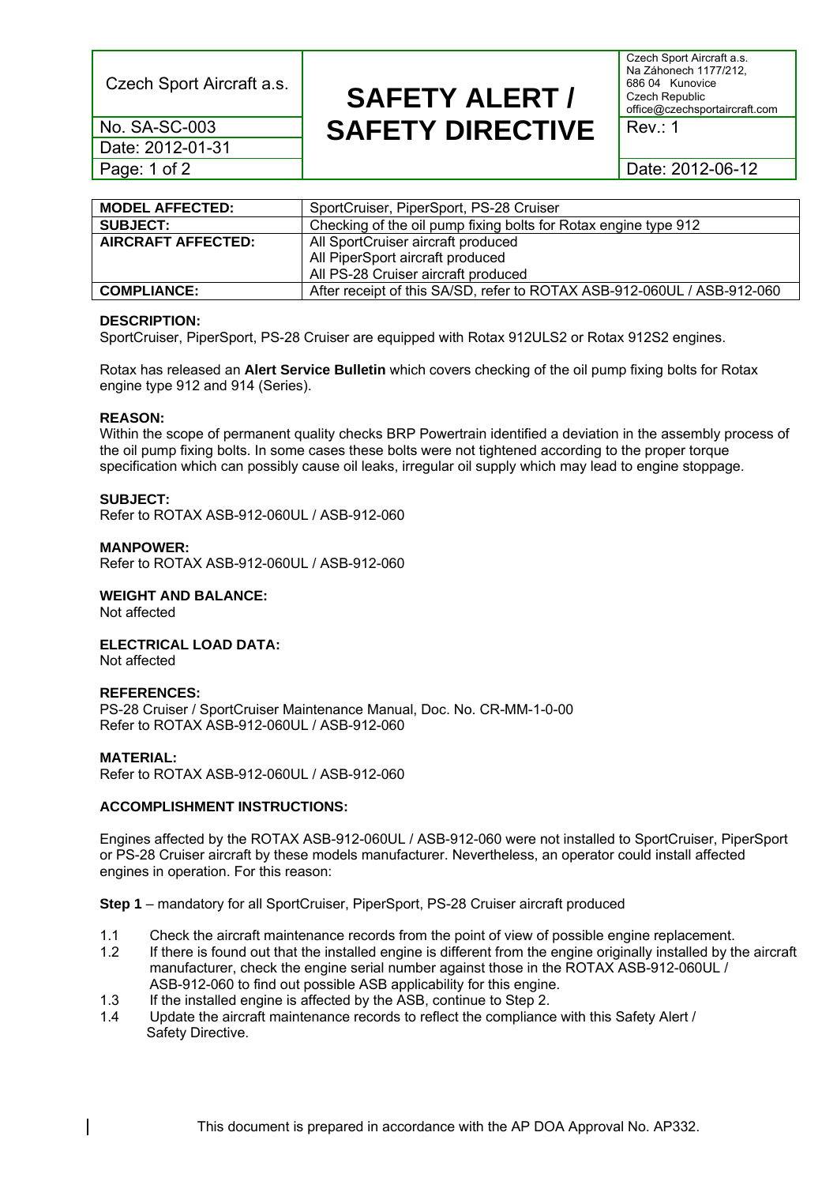| Czech Sport Aircraft a.s. | **SAFETY ALERT / SAFETY DIRECTIVE** | Czech Sport Aircraft a.s. Na Záhonech 1177/212, 686 04 Kunovice Czech Republic office@czechsportaircraft.com |
|---|---|---|
| No. SA-SC-003 | | Rev.: 1 |
| Date: 2012-01-31 | | |
| | | Date: 2012-06-12 |

| **MODEL AFFECTED:** | SportCruiser, PiperSport, PS-28 Cruiser |
|---|---|
| **SUBJECT:** | Checking of the oil pump fixing bolts for Rotax engine type 912 |
| **AIRCRAFT AFFECTED:** | All SportCruiser aircraft produced<br>All PiperSport aircraft produced<br>All PS-28 Cruiser aircraft produced |
| **COMPLIANCE:** | After receipt of this SA/SD, refer to ROTAX ASB-912-060UL / ASB-912-060 |

**DESCRIPTION:**
SportCruiser, PiperSport, PS-28 Cruiser are equipped with Rotax 912ULS2 or Rotax 912S2 engines.

Rotax has released an **Alert Service Bulletin** which covers checking of the oil pump fixing bolts for Rotax engine type 912 and 914 (Series).

**REASON:**
Within the scope of permanent quality checks BRP Powertrain identified a deviation in the assembly process of the oil pump fixing bolts. In some cases these bolts were not tightened according to the proper torque specification which can possibly cause oil leaks, irregular oil supply which may lead to engine stoppage.

**SUBJECT:**
Refer to ROTAX ASB-912-060UL / ASB-912-060

**MANPOWER:**
Refer to ROTAX ASB-912-060UL / ASB-912-060

**WEIGHT AND BALANCE:**
Not affected

**ELECTRICAL LOAD DATA:**
Not affected

**REFERENCES:**
PS-28 Cruiser / SportCruiser Maintenance Manual, Doc. No. CR-MM-1-0-00
Refer to ROTAX ASB-912-060UL / ASB-912-060

**MATERIAL:**
Refer to ROTAX ASB-912-060UL / ASB-912-060

**ACCOMPLISHMENT INSTRUCTIONS:**

Engines affected by the ROTAX ASB-912-060UL / ASB-912-060 were not installed to SportCruiser, PiperSport or PS-28 Cruiser aircraft by these models manufacturer. Nevertheless, an operator could install affected engines in operation. For this reason:

**Step 1** – mandatory for all SportCruiser, PiperSport, PS-28 Cruiser aircraft produced

1.1 Check the aircraft maintenance records from the point of view of possible engine replacement.
1.2 If there is found out that the installed engine is different from the engine originally installed by the aircraft manufacturer, check the engine serial number against those in the ROTAX ASB-912-060UL / ASB-912-060 to find out possible ASB applicability for this engine.
1.3 If the installed engine is affected by the ASB, continue to Step 2.
1.4 Update the aircraft maintenance records to reflect the compliance with this Safety Alert / Safety Directive.

This document is prepared in accordance with the AP DOA Approval No. AP332.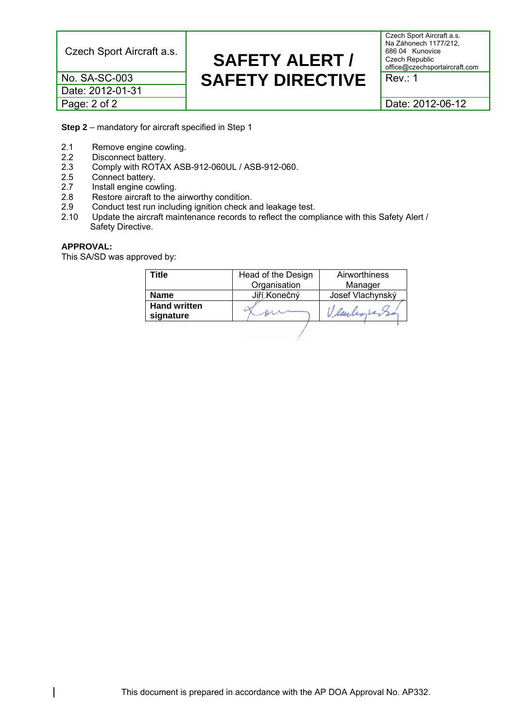**Step 2** – mandatory for aircraft specified in Step 1

2.1 Remove engine cowling.
2.2 Disconnect battery.
2.3 Comply with ROTAX ASB-912-060UL / ASB-912-060.
2.5 Connect battery.
2.7 Install engine cowling.
2.8 Restore aircraft to the airworthy condition.
2.9 Conduct test run including ignition check and leakage test.
2.10 Update the aircraft maintenance records to reflect the compliance with this Safety Alert / Safety Directive.

**APPROVAL:**
This SA/SD was approved by:

| **Title** | Head of the Design Organisation | Airworthiness Manager |
|---|---|---|
| **Name** | Jiří Konečný | Josef Vlachynský |
| **Hand written signature** | | |

This document is prepared in accordance with the AP DOA Approval No. AP332.